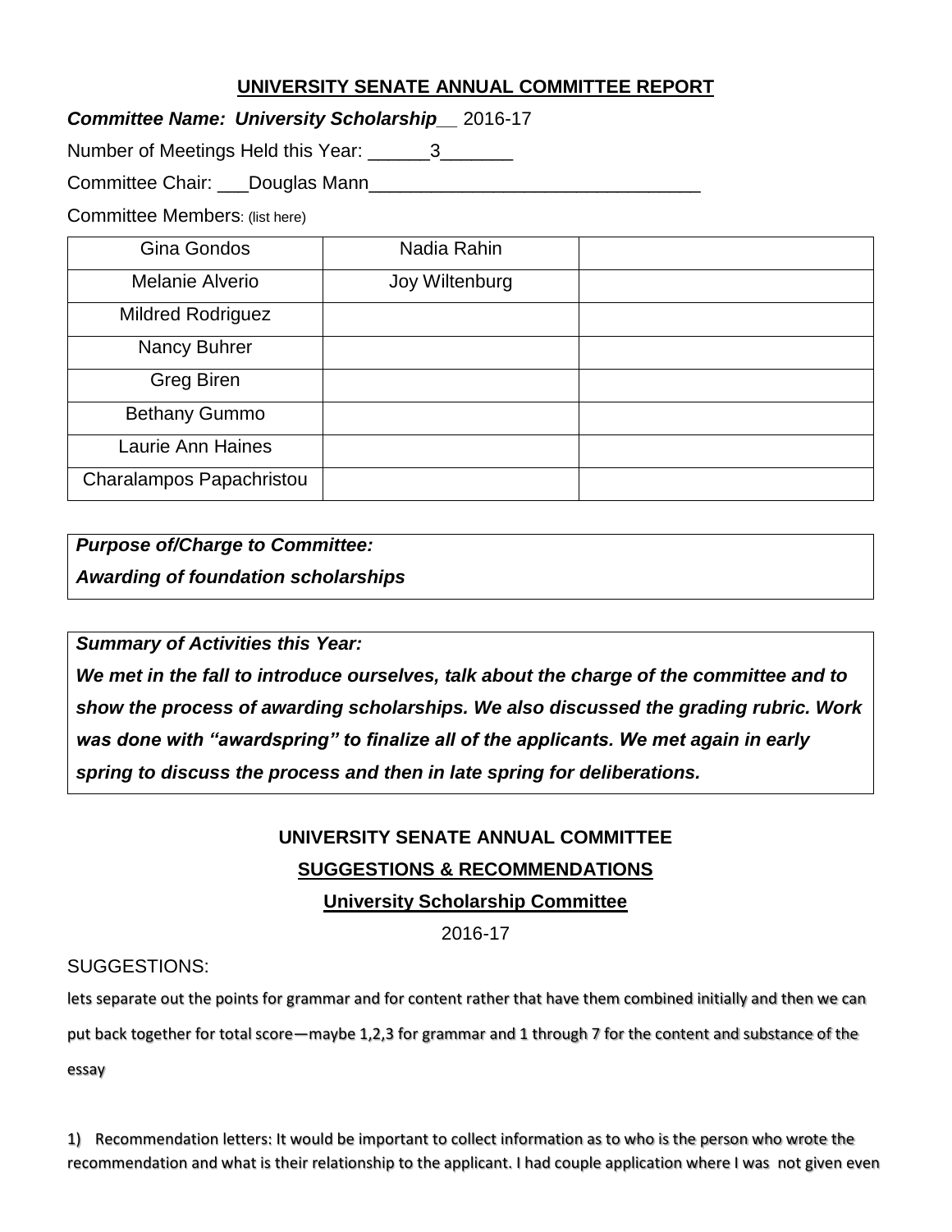## UNIVERSITY SENATE ANNUAL COMMITTEE REPORT

***Committee Name: University Scholarship__*** 2016-17

Number of Meetings Held this Year: ______3_______

Committee Chair: ___Douglas Mann________________________________

Committee Members: (list here)

| | | |
|---|---|---|
| Gina Gondos | Nadia Rahin | |
| Melanie Alverio | Joy Wiltenburg | |
| Mildred Rodriguez | | |
| Nancy Buhrer | | |
| Greg Biren | | |
| Bethany Gummo | | |
| Laurie Ann Haines | | |
| Charalampos Papachristou | | |

***Purpose of/Charge to Committee:***

***Awarding of foundation scholarships***

***Summary of Activities this Year:***

***We met in the fall to introduce ourselves, talk about the charge of the committee and to show the process of awarding scholarships. We also discussed the grading rubric. Work was done with "awardspring" to finalize all of the applicants. We met again in early spring to discuss the process and then in late spring for deliberations.***

### UNIVERSITY SENATE ANNUAL COMMITTEE

### SUGGESTIONS & RECOMMENDATIONS

### University Scholarship Committee

2016-17

SUGGESTIONS:

lets separate out the points for grammar and for content rather that have them combined initially and then we can put back together for total score—maybe 1,2,3 for grammar and 1 through 7 for the content and substance of the essay

1) Recommendation letters: It would be important to collect information as to who is the person who wrote the recommendation and what is their relationship to the applicant. I had couple application where I was not given even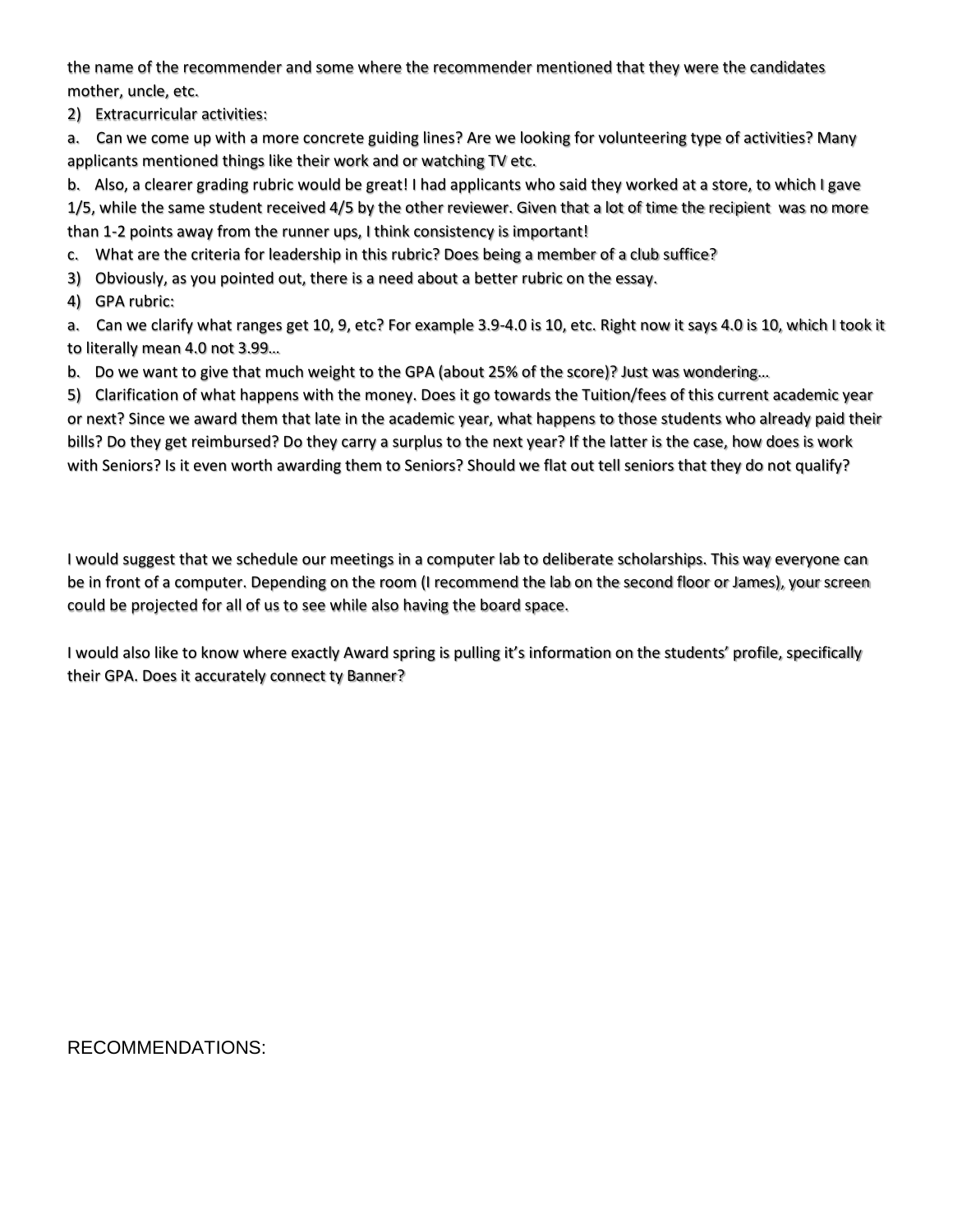the name of the recommender and some where the recommender mentioned that they were the candidates mother, uncle, etc.

2) Extracurricular activities:

a. Can we come up with a more concrete guiding lines? Are we looking for volunteering type of activities? Many applicants mentioned things like their work and or watching TV etc.

b. Also, a clearer grading rubric would be great! I had applicants who said they worked at a store, to which I gave 1/5, while the same student received 4/5 by the other reviewer. Given that a lot of time the recipient was no more than 1-2 points away from the runner ups, I think consistency is important!

c. What are the criteria for leadership in this rubric? Does being a member of a club suffice?

3) Obviously, as you pointed out, there is a need about a better rubric on the essay.

4) GPA rubric:

a. Can we clarify what ranges get 10, 9, etc? For example 3.9-4.0 is 10, etc. Right now it says 4.0 is 10, which I took it to literally mean 4.0 not 3.99…

b. Do we want to give that much weight to the GPA (about 25% of the score)? Just was wondering…

5) Clarification of what happens with the money. Does it go towards the Tuition/fees of this current academic year or next? Since we award them that late in the academic year, what happens to those students who already paid their bills? Do they get reimbursed? Do they carry a surplus to the next year? If the latter is the case, how does is work with Seniors? Is it even worth awarding them to Seniors? Should we flat out tell seniors that they do not qualify?

I would suggest that we schedule our meetings in a computer lab to deliberate scholarships. This way everyone can be in front of a computer. Depending on the room (I recommend the lab on the second floor or James), your screen could be projected for all of us to see while also having the board space.

I would also like to know where exactly Award spring is pulling it's information on the students' profile, specifically their GPA. Does it accurately connect ty Banner?

RECOMMENDATIONS: